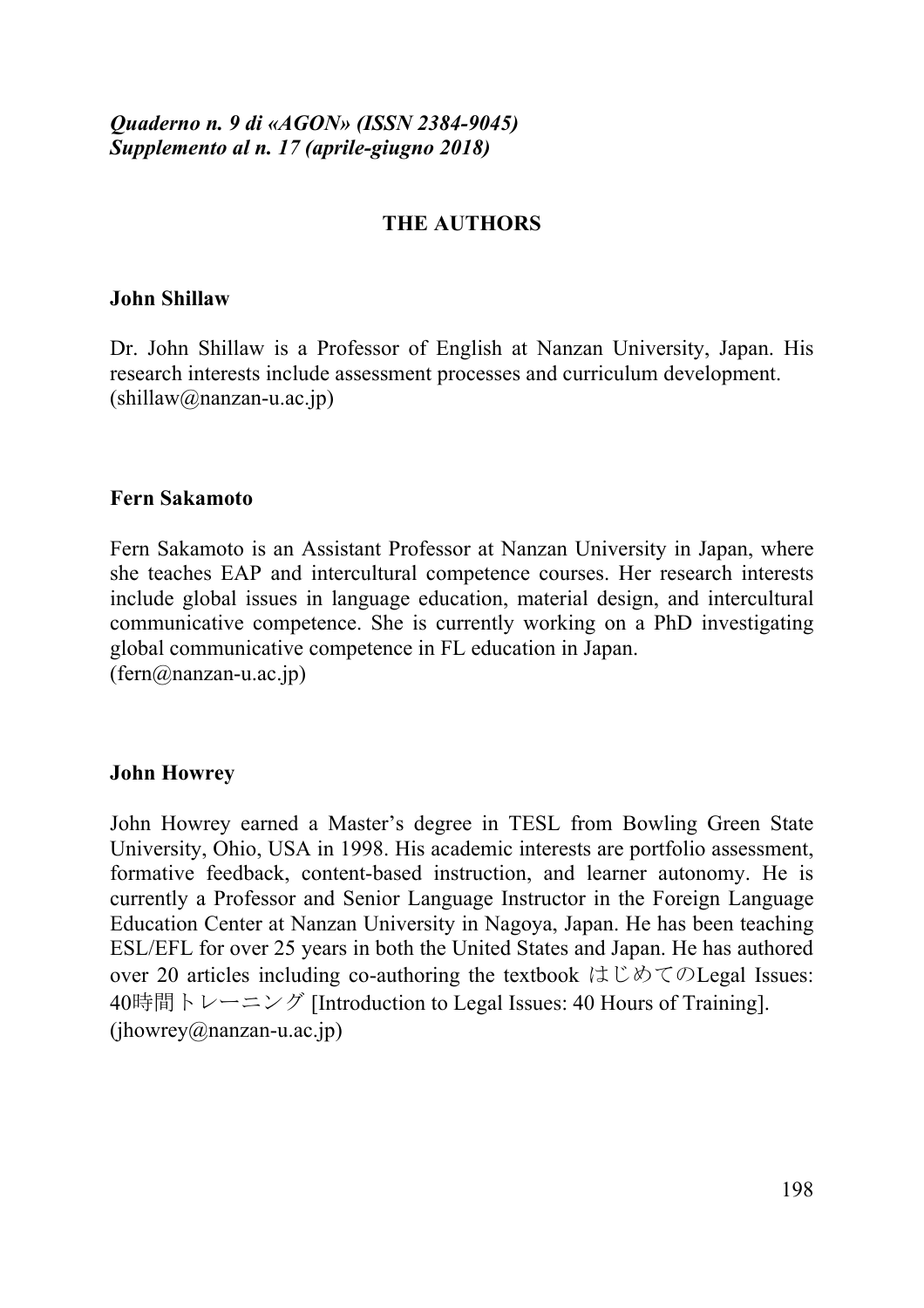*Quaderno n. 9 di «AGON» (ISSN 2384-9045)*
*Supplemento al n. 17 (aprile-giugno 2018)*

# THE AUTHORS

## John Shillaw

Dr. John Shillaw is a Professor of English at Nanzan University, Japan. His research interests include assessment processes and curriculum development.
(shillaw@nanzan-u.ac.jp)

## Fern Sakamoto

Fern Sakamoto is an Assistant Professor at Nanzan University in Japan, where she teaches EAP and intercultural competence courses. Her research interests include global issues in language education, material design, and intercultural communicative competence. She is currently working on a PhD investigating global communicative competence in FL education in Japan.
(fern@nanzan-u.ac.jp)

## John Howrey

John Howrey earned a Master's degree in TESL from Bowling Green State University, Ohio, USA in 1998. His academic interests are portfolio assessment, formative feedback, content-based instruction, and learner autonomy. He is currently a Professor and Senior Language Instructor in the Foreign Language Education Center at Nanzan University in Nagoya, Japan. He has been teaching ESL/EFL for over 25 years in both the United States and Japan. He has authored over 20 articles including co-authoring the textbook はじめてのLegal Issues: 40時間トレーニング [Introduction to Legal Issues: 40 Hours of Training].
(jhowrey@nanzan-u.ac.jp)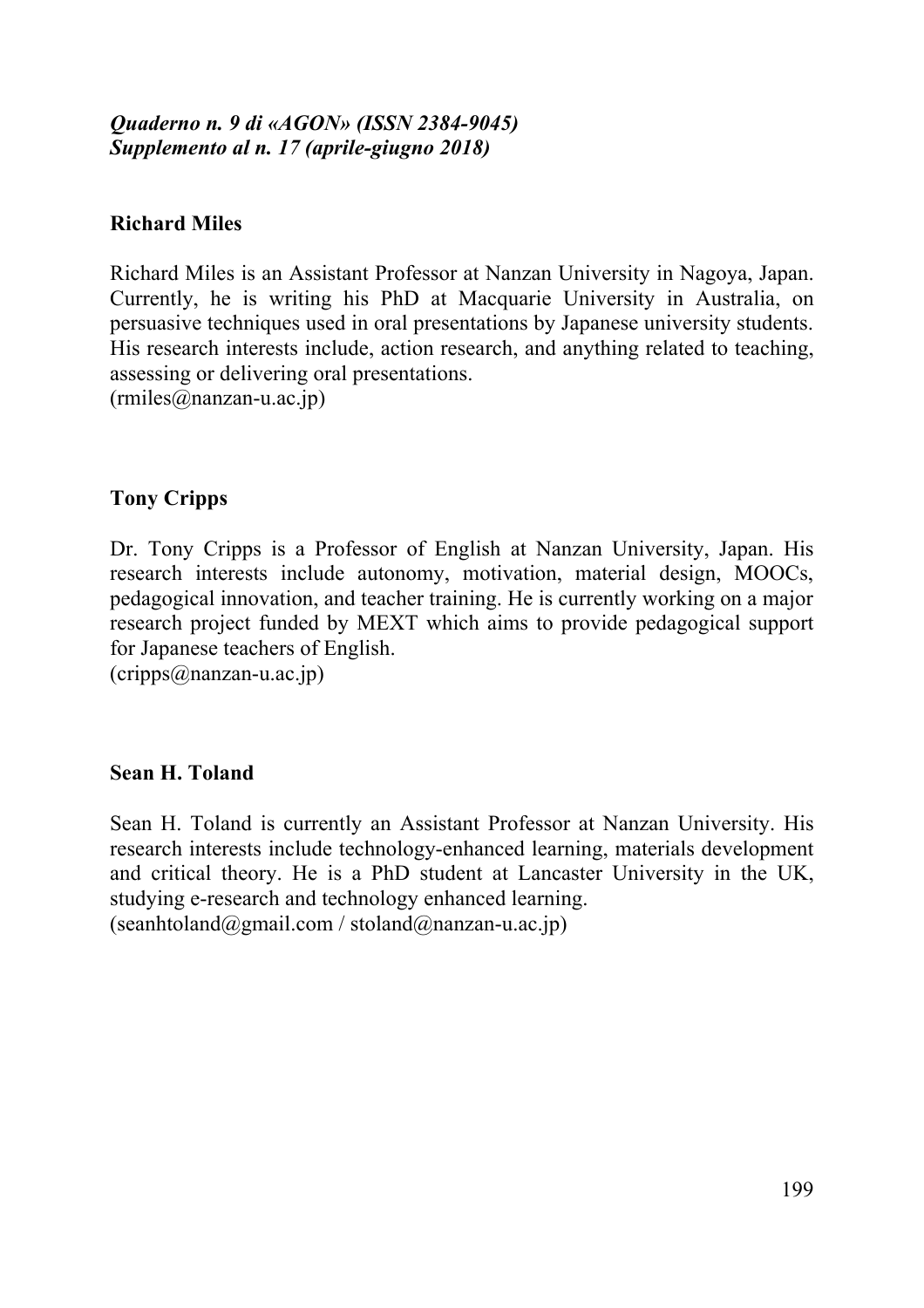*Quaderno n. 9 di «AGON» (ISSN 2384-9045)*
*Supplemento al n. 17 (aprile-giugno 2018)*

**Richard Miles**

Richard Miles is an Assistant Professor at Nanzan University in Nagoya, Japan. Currently, he is writing his PhD at Macquarie University in Australia, on persuasive techniques used in oral presentations by Japanese university students. His research interests include, action research, and anything related to teaching, assessing or delivering oral presentations.
(rmiles@nanzan-u.ac.jp)

**Tony Cripps**

Dr. Tony Cripps is a Professor of English at Nanzan University, Japan. His research interests include autonomy, motivation, material design, MOOCs, pedagogical innovation, and teacher training. He is currently working on a major research project funded by MEXT which aims to provide pedagogical support for Japanese teachers of English.
(cripps@nanzan-u.ac.jp)

**Sean H. Toland**

Sean H. Toland is currently an Assistant Professor at Nanzan University. His research interests include technology-enhanced learning, materials development and critical theory. He is a PhD student at Lancaster University in the UK, studying e-research and technology enhanced learning.
(seanhtoland@gmail.com / stoland@nanzan-u.ac.jp)